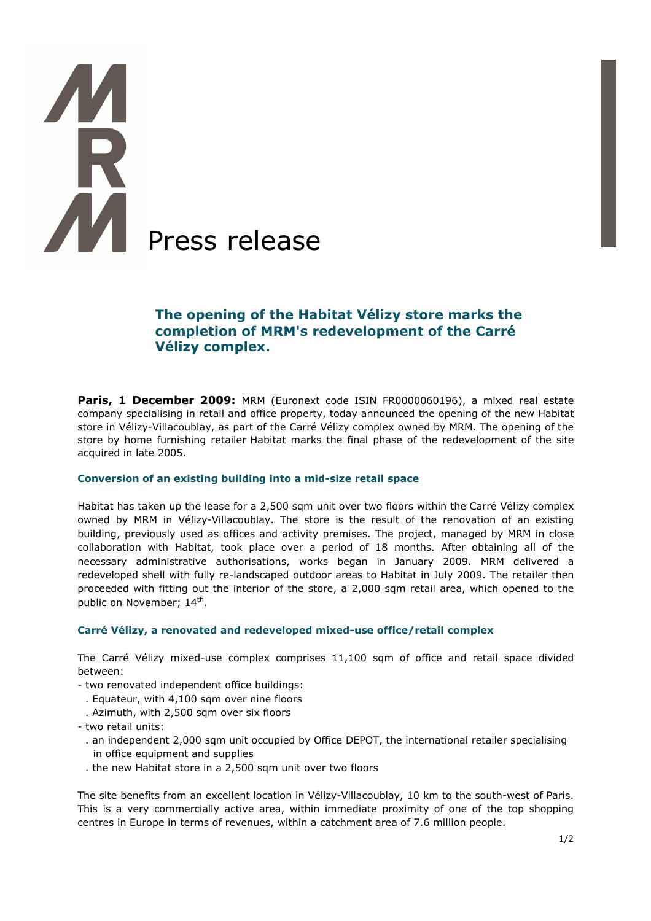# Press release

## The opening of the Habitat Vélizy store marks the completion of MRM's redevelopment of the Carré Vélizy complex.

**Paris, 1 December 2009:** MRM (Euronext code ISIN FR0000060196), a mixed real estate company specialising in retail and office property, today announced the opening of the new Habitat store in Vélizy-Villacoublay, as part of the Carré Vélizy complex owned by MRM. The opening of the store by home furnishing retailer Habitat marks the final phase of the redevelopment of the site acquired in late 2005.

### Conversion of an existing building into a mid-size retail space

Habitat has taken up the lease for a 2,500 sqm unit over two floors within the Carré Vélizy complex owned by MRM in Vélizy-Villacoublay. The store is the result of the renovation of an existing building, previously used as offices and activity premises. The project, managed by MRM in close collaboration with Habitat, took place over a period of 18 months. After obtaining all of the necessary administrative authorisations, works began in January 2009. MRM delivered a redeveloped shell with fully re-landscaped outdoor areas to Habitat in July 2009. The retailer then proceeded with fitting out the interior of the store, a 2,000 sqm retail area, which opened to the public on November; 14th.

### Carré Vélizy, a renovated and redeveloped mixed-use office/retail complex

The Carré Vélizy mixed-use complex comprises 11,100 sqm of office and retail space divided between:

- two renovated independent office buildings:
  - Equateur, with 4,100 sqm over nine floors
  - Azimuth, with 2,500 sqm over six floors
- two retail units:
  - an independent 2,000 sqm unit occupied by Office DEPOT, the international retailer specialising in office equipment and supplies
  - the new Habitat store in a 2,500 sqm unit over two floors

The site benefits from an excellent location in Vélizy-Villacoublay, 10 km to the south-west of Paris. This is a very commercially active area, within immediate proximity of one of the top shopping centres in Europe in terms of revenues, within a catchment area of 7.6 million people.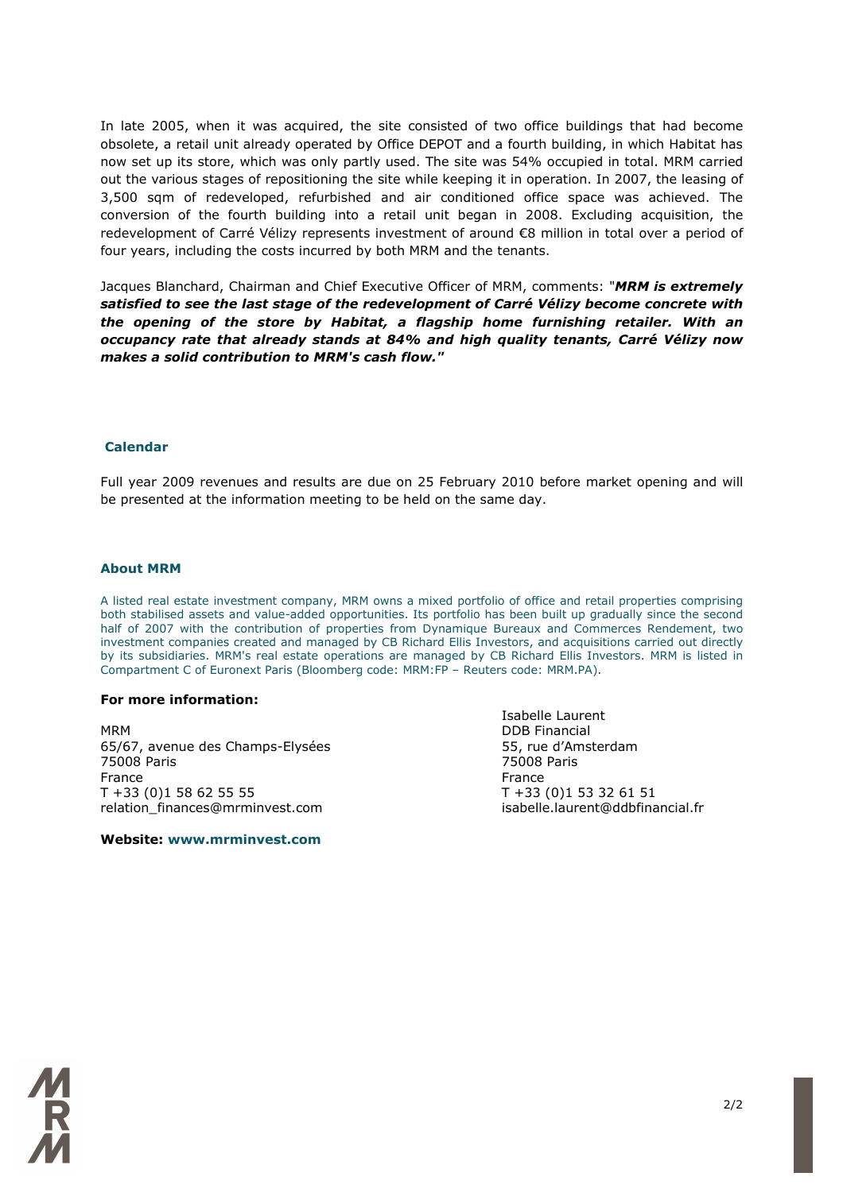In late 2005, when it was acquired, the site consisted of two office buildings that had become obsolete, a retail unit already operated by Office DEPOT and a fourth building, in which Habitat has now set up its store, which was only partly used. The site was 54% occupied in total. MRM carried out the various stages of repositioning the site while keeping it in operation. In 2007, the leasing of 3,500 sqm of redeveloped, refurbished and air conditioned office space was achieved. The conversion of the fourth building into a retail unit began in 2008. Excluding acquisition, the redevelopment of Carré Vélizy represents investment of around €8 million in total over a period of four years, including the costs incurred by both MRM and the tenants.

Jacques Blanchard, Chairman and Chief Executive Officer of MRM, comments: "***MRM is extremely satisfied to see the last stage of the redevelopment of Carré Vélizy become concrete with the opening of the store by Habitat, a flagship home furnishing retailer. With an occupancy rate that already stands at 84% and high quality tenants, Carré Vélizy now makes a solid contribution to MRM's cash flow."***

## Calendar

Full year 2009 revenues and results are due on 25 February 2010 before market opening and will be presented at the information meeting to be held on the same day.

## About MRM

A listed real estate investment company, MRM owns a mixed portfolio of office and retail properties comprising both stabilised assets and value-added opportunities. Its portfolio has been built up gradually since the second half of 2007 with the contribution of properties from Dynamique Bureaux and Commerces Rendement, two investment companies created and managed by CB Richard Ellis Investors, and acquisitions carried out directly by its subsidiaries. MRM's real estate operations are managed by CB Richard Ellis Investors. MRM is listed in Compartment C of Euronext Paris (Bloomberg code: MRM:FP – Reuters code: MRM.PA).

**For more information:**

MRM
65/67, avenue des Champs-Elysées
75008 Paris
France
T +33 (0)1 58 62 55 55
relation_finances@mrminvest.com

Isabelle Laurent
DDB Financial
55, rue d'Amsterdam
75008 Paris
France
T +33 (0)1 53 32 61 51
isabelle.laurent@ddbfinancial.fr

**Website: www.mrminvest.com**